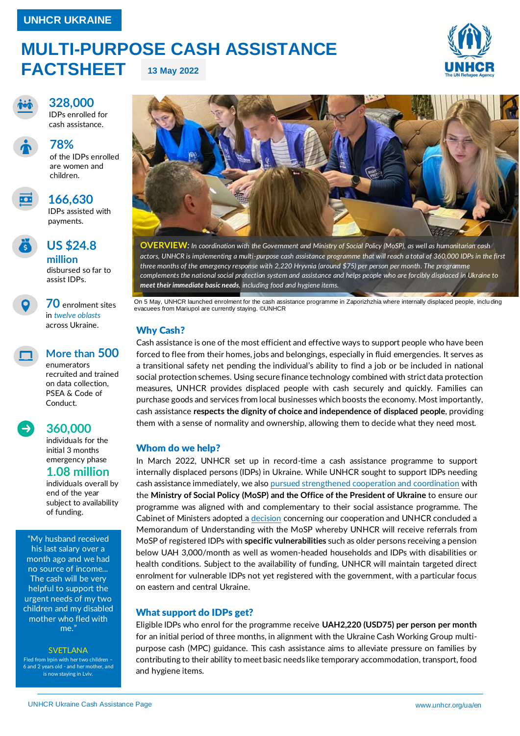UNHCR UKRAINE

# MULTI-PURPOSE CASH ASSISTANCE FACTSHEET

13 May 2022

**328,000**
IDPs enrolled for cash assistance.

**78%**
of the IDPs enrolled are women and children.

**166,630**
IDPs assisted with payments.

**US $24.8 million**
disbursed so far to assist IDPs.

**70** enrolment sites in *twelve oblasts* across Ukraine.

**More than 500**
enumerators recruited and trained on data collection, PSEA & Code of Conduct.

**360,000**
individuals for the initial 3 months emergency phase

**1.08 million**
individuals overall by end of the year subject to availability of funding.

> "My husband received his last salary over a month ago and we had no source of income... The cash will be very helpful to support the urgent needs of my two children and my disabled mother who fled with me."
>
> SVETLANA
>
> Fled from Irpin with her two children – 6 and 2 years old - and her mother, and is now staying in Lviv.

**OVERVIEW:** *In coordination with the Government and Ministry of Social Policy (MoSP), as well as humanitarian cash actors, UNHCR is implementing a multi-purpose cash assistance programme that will reach a total of 360,000 IDPs in the first three months of the emergency response with 2,220 Hryvnia (around $75) per person per month. The programme complements the national social protection system and assistance and helps people who are forcibly displaced in Ukraine to* ***meet their immediate basic needs****, including food and hygiene items.*

On 5 May, UNHCR launched enrolment for the cash assistance programme in Zaporizhzhia where internally displaced people, including evacuees from Mariupol are currently staying. ©UNHCR

## Why Cash?

Cash assistance is one of the most efficient and effective ways to support people who have been forced to flee from their homes, jobs and belongings, especially in fluid emergencies. It serves as a transitional safety net pending the individual's ability to find a job or be included in national social protection schemes. Using secure finance technology combined with strict data protection measures, UNHCR provides displaced people with cash securely and quickly. Families can purchase goods and services from local businesses which boosts the economy. Most importantly, cash assistance **respects the dignity of choice and independence of displaced people**, providing them with a sense of normality and ownership, allowing them to decide what they need most.

## Whom do we help?

In March 2022, UNHCR set up in record-time a cash assistance programme to support internally displaced persons (IDPs) in Ukraine. While UNHCR sought to support IDPs needing cash assistance immediately, we also pursued strengthened cooperation and coordination with the **Ministry of Social Policy (MoSP) and the Office of the President of Ukraine** to ensure our programme was aligned with and complementary to their social assistance programme. The Cabinet of Ministers adopted a decision concerning our cooperation and UNHCR concluded a Memorandum of Understanding with the MoSP whereby UNHCR will receive referrals from MoSP of registered IDPs with **specific vulnerabilities** such as older persons receiving a pension below UAH 3,000/month as well as women-headed households and IDPs with disabilities or health conditions. Subject to the availability of funding, UNHCR will maintain targeted direct enrolment for vulnerable IDPs not yet registered with the government, with a particular focus on eastern and central Ukraine.

## What support do IDPs get?

Eligible IDPs who enrol for the programme receive **UAH2,220 (USD75) per person per month** for an initial period of three months, in alignment with the Ukraine Cash Working Group multi-purpose cash (MPC) guidance. This cash assistance aims to alleviate pressure on families by contributing to their ability to meet basic needs like temporary accommodation, transport, food and hygiene items.

UNHCR Ukraine Cash Assistance Page — www.unhcr.org/ua/en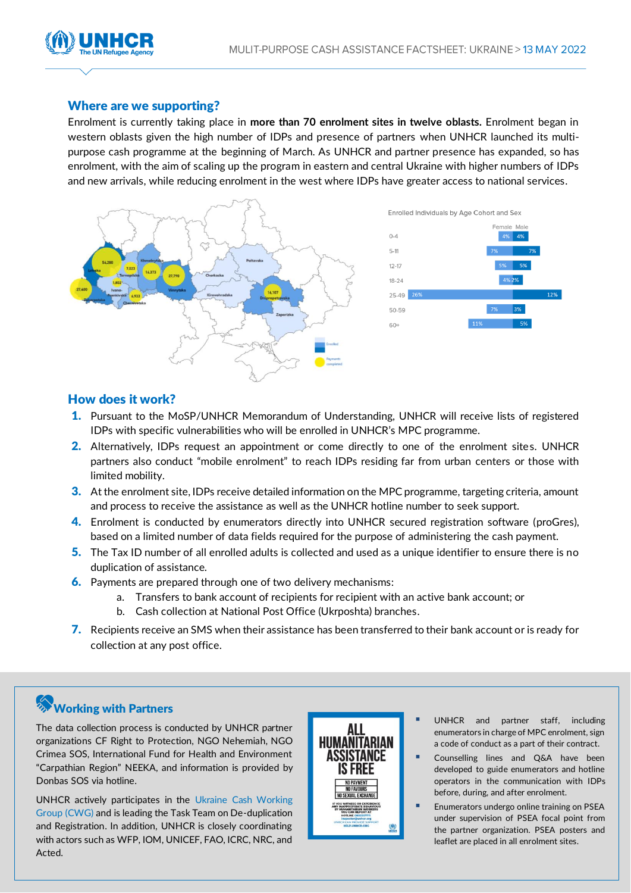## Where are we supporting?

Enrolment is currently taking place in **more than 70 enrolment sites in twelve oblasts.** Enrolment began in western oblasts given the high number of IDPs and presence of partners when UNHCR launched its multi-purpose cash programme at the beginning of March. As UNHCR and partner presence has expanded, so has enrolment, with the aim of scaling up the program in eastern and central Ukraine with higher numbers of IDPs and new arrivals, while reducing enrolment in the west where IDPs have greater access to national services.

Volynska
54,280
Lvivska
27,400
Zakarpatska
Ternopilska
7,023
Khmelnytska
16,373
27,798
Vinnytska
1,802
Ivano-Frankivska
6,933
Chernivetska
Poltavska
Cherkaska
Kirovohradska
16,107
Dnipropetrovska
Zaporizka
Enrolled
Payments completed

Enrolled Individuals by Age Cohort and Sex

Female Male

0-4 4% 4%
5-11 7% 7%
12-17 5% 5%
18-24 4% 2%
25-49 26% 12%
50-59 7% 3%
60+ 11% 5%

## How does it work?

1. Pursuant to the MoSP/UNHCR Memorandum of Understanding, UNHCR will receive lists of registered IDPs with specific vulnerabilities who will be enrolled in UNHCR's MPC programme.
2. Alternatively, IDPs request an appointment or come directly to one of the enrolment sites. UNHCR partners also conduct "mobile enrolment" to reach IDPs residing far from urban centers or those with limited mobility.
3. At the enrolment site, IDPs receive detailed information on the MPC programme, targeting criteria, amount and process to receive the assistance as well as the UNHCR hotline number to seek support.
4. Enrolment is conducted by enumerators directly into UNHCR secured registration software (proGres), based on a limited number of data fields required for the purpose of administering the cash payment.
5. The Tax ID number of all enrolled adults is collected and used as a unique identifier to ensure there is no duplication of assistance.
6. Payments are prepared through one of two delivery mechanisms:
   a. Transfers to bank account of recipients for recipient with an active bank account; or
   b. Cash collection at National Post Office (Ukrposhta) branches.
7. Recipients receive an SMS when their assistance has been transferred to their bank account or is ready for collection at any post office.

## Working with Partners

The data collection process is conducted by UNHCR partner organizations CF Right to Protection, NGO Nehemiah, NGO Crimea SOS, International Fund for Health and Environment "Carpathian Region" NEEKA, and information is provided by Donbas SOS via hotline.

UNHCR actively participates in the Ukraine Cash Working Group (CWG) and is leading the Task Team on De-duplication and Registration. In addition, UNHCR is closely coordinating with actors such as WFP, IOM, UNICEF, FAO, ICRC, NRC, and Acted.

ALL HUMANITARIAN ASSISTANCE IS FREE
NO PAYMENT
NO FAVOURS
NO SEXUAL EXCHANGE

- UNHCR and partner staff, including enumerators in charge of MPC enrolment, sign a code of conduct as a part of their contract.
- Counselling lines and Q&A have been developed to guide enumerators and hotline operators in the communication with IDPs before, during, and after enrolment.
- Enumerators undergo online training on PSEA under supervision of PSEA focal point from the partner organization. PSEA posters and leaflet are placed in all enrolment sites.